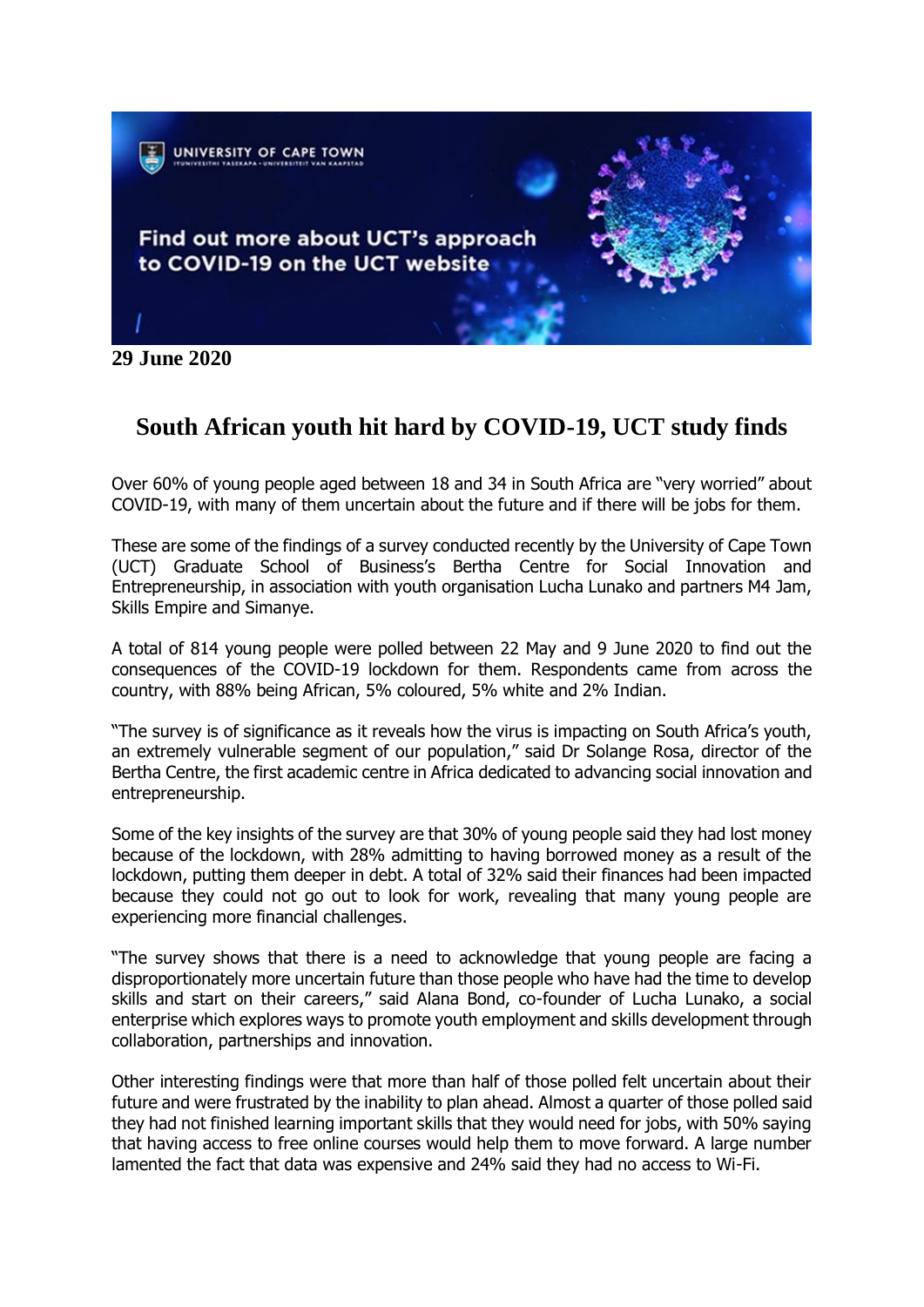UNIVERSITY OF CAPE TOWN

Find out more about UCT's approach to COVID-19 on the UCT website

**29 June 2020**

# South African youth hit hard by COVID-19, UCT study finds

Over 60% of young people aged between 18 and 34 in South Africa are "very worried" about COVID-19, with many of them uncertain about the future and if there will be jobs for them.

These are some of the findings of a survey conducted recently by the University of Cape Town (UCT) Graduate School of Business's Bertha Centre for Social Innovation and Entrepreneurship, in association with youth organisation Lucha Lunako and partners M4 Jam, Skills Empire and Simanye.

A total of 814 young people were polled between 22 May and 9 June 2020 to find out the consequences of the COVID-19 lockdown for them. Respondents came from across the country, with 88% being African, 5% coloured, 5% white and 2% Indian.

"The survey is of significance as it reveals how the virus is impacting on South Africa's youth, an extremely vulnerable segment of our population," said Dr Solange Rosa, director of the Bertha Centre, the first academic centre in Africa dedicated to advancing social innovation and entrepreneurship.

Some of the key insights of the survey are that 30% of young people said they had lost money because of the lockdown, with 28% admitting to having borrowed money as a result of the lockdown, putting them deeper in debt. A total of 32% said their finances had been impacted because they could not go out to look for work, revealing that many young people are experiencing more financial challenges.

"The survey shows that there is a need to acknowledge that young people are facing a disproportionately more uncertain future than those people who have had the time to develop skills and start on their careers," said Alana Bond, co-founder of Lucha Lunako, a social enterprise which explores ways to promote youth employment and skills development through collaboration, partnerships and innovation.

Other interesting findings were that more than half of those polled felt uncertain about their future and were frustrated by the inability to plan ahead. Almost a quarter of those polled said they had not finished learning important skills that they would need for jobs, with 50% saying that having access to free online courses would help them to move forward. A large number lamented the fact that data was expensive and 24% said they had no access to Wi-Fi.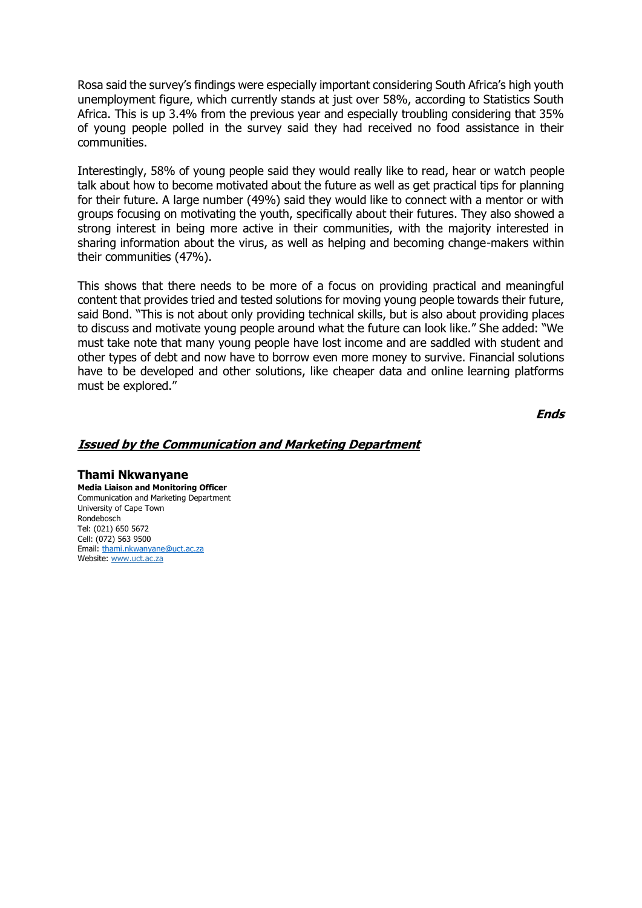Rosa said the survey's findings were especially important considering South Africa's high youth unemployment figure, which currently stands at just over 58%, according to Statistics South Africa. This is up 3.4% from the previous year and especially troubling considering that 35% of young people polled in the survey said they had received no food assistance in their communities.

Interestingly, 58% of young people said they would really like to read, hear or watch people talk about how to become motivated about the future as well as get practical tips for planning for their future. A large number (49%) said they would like to connect with a mentor or with groups focusing on motivating the youth, specifically about their futures. They also showed a strong interest in being more active in their communities, with the majority interested in sharing information about the virus, as well as helping and becoming change-makers within their communities (47%).

This shows that there needs to be more of a focus on providing practical and meaningful content that provides tried and tested solutions for moving young people towards their future, said Bond. "This is not about only providing technical skills, but is also about providing places to discuss and motivate young people around what the future can look like." She added: "We must take note that many young people have lost income and are saddled with student and other types of debt and now have to borrow even more money to survive. Financial solutions have to be developed and other solutions, like cheaper data and online learning platforms must be explored."

***Ends***

***Issued by the Communication and Marketing Department***

**Thami Nkwanyane**
**Media Liaison and Monitoring Officer**
Communication and Marketing Department
University of Cape Town
Rondebosch
Tel: (021) 650 5672
Cell: (072) 563 9500
Email: thami.nkwanyane@uct.ac.za
Website: www.uct.ac.za